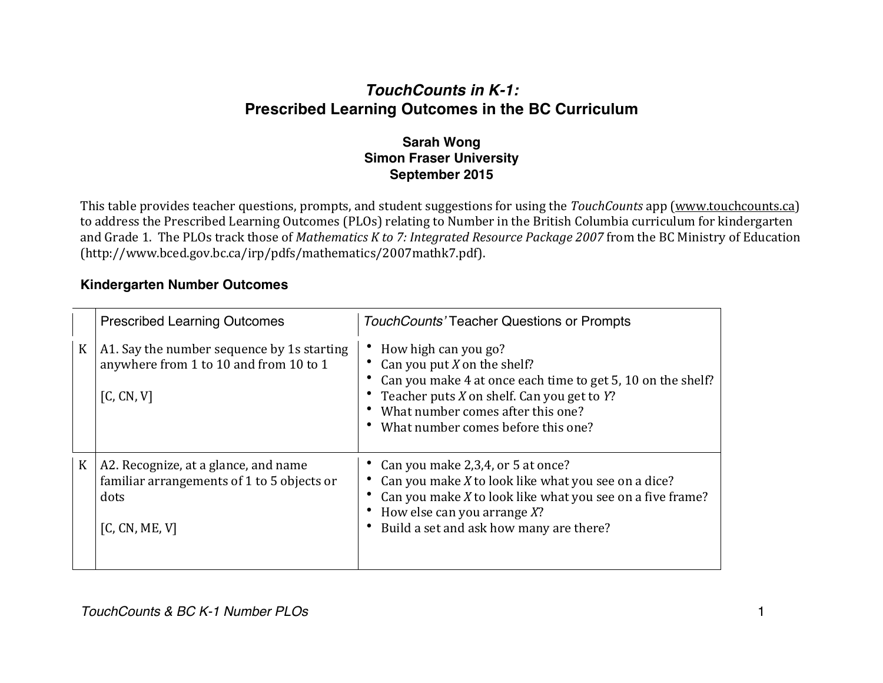# *TouchCounts in K-1:* Prescribed Learning Outcomes in the BC Curriculum

**Sarah Wong**
**Simon Fraser University**
**September 2015**

This table provides teacher questions, prompts, and student suggestions for using the *TouchCounts* app (www.touchcounts.ca) to address the Prescribed Learning Outcomes (PLOs) relating to Number in the British Columbia curriculum for kindergarten and Grade 1. The PLOs track those of *Mathematics K to 7: Integrated Resource Package 2007* from the BC Ministry of Education (http://www.bced.gov.bc.ca/irp/pdfs/mathematics/2007mathk7.pdf).

### Kindergarten Number Outcomes

| | Prescribed Learning Outcomes | *TouchCounts'* Teacher Questions or Prompts |
|---|---|---|
| K | A1. Say the number sequence by 1s starting anywhere from 1 to 10 and from 10 to 1<br><br>[C, CN, V] | • How high can you go?<br>• Can you put *X* on the shelf?<br>• Can you make 4 at once each time to get 5, 10 on the shelf?<br>• Teacher puts *X* on shelf. Can you get to *Y*?<br>• What number comes after this one?<br>• What number comes before this one? |
| K | A2. Recognize, at a glance, and name familiar arrangements of 1 to 5 objects or dots<br><br>[C, CN, ME, V] | • Can you make 2,3,4, or 5 at once?<br>• Can you make *X* to look like what you see on a dice?<br>• Can you make *X* to look like what you see on a five frame?<br>• How else can you arrange *X*?<br>• Build a set and ask how many are there? |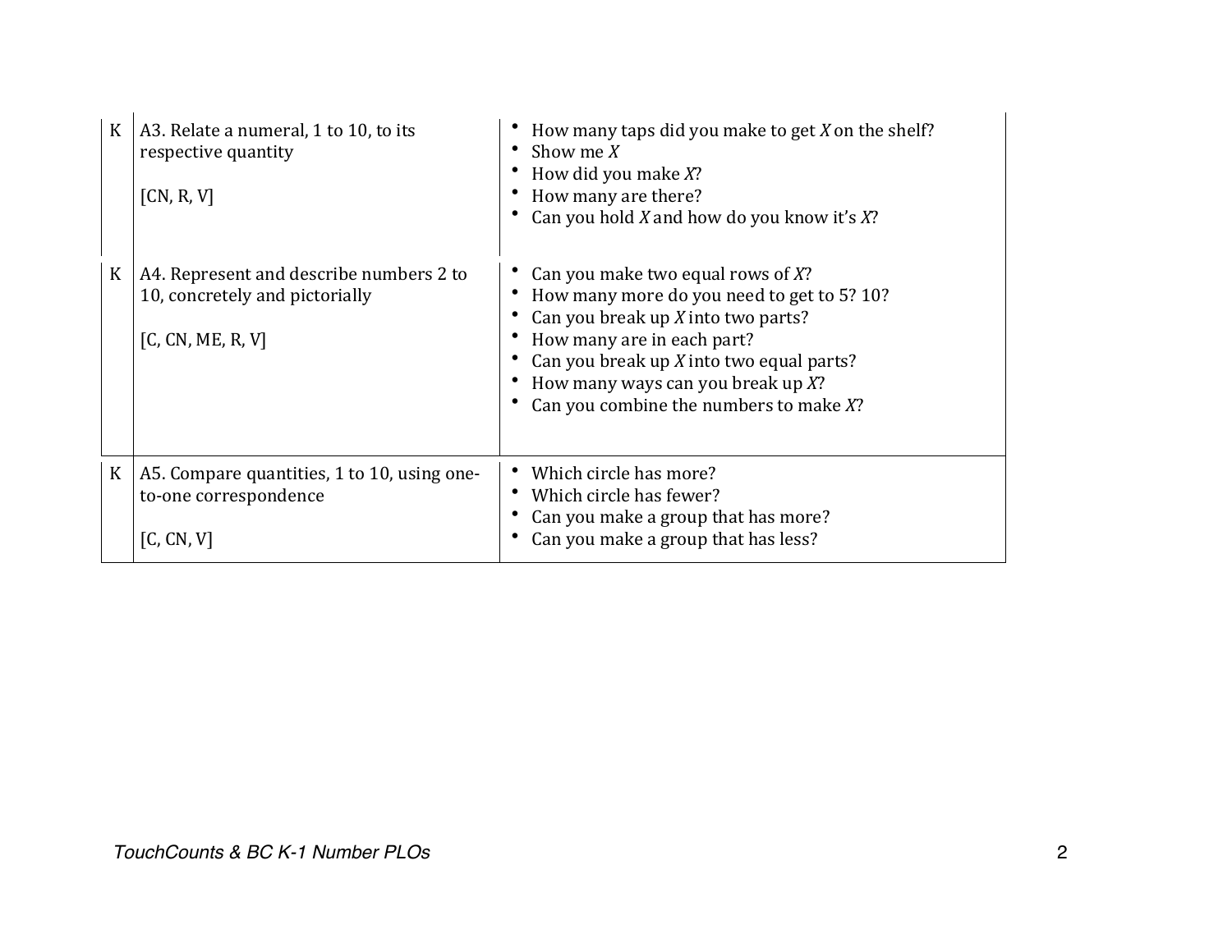| | | |
|---|---|---|
| K | A3. Relate a numeral, 1 to 10, to its respective quantity<br><br>[CN, R, V] | • How many taps did you make to get *X* on the shelf?<br>• Show me *X*<br>• How did you make *X*?<br>• How many are there?<br>• Can you hold *X* and how do you know it's *X*? |
| K | A4. Represent and describe numbers 2 to 10, concretely and pictorially<br><br>[C, CN, ME, R, V] | • Can you make two equal rows of *X*?<br>• How many more do you need to get to 5? 10?<br>• Can you break up *X* into two parts?<br>• How many are in each part?<br>• Can you break up *X* into two equal parts?<br>• How many ways can you break up *X*?<br>• Can you combine the numbers to make *X*? |
| K | A5. Compare quantities, 1 to 10, using one-to-one correspondence<br><br>[C, CN, V] | • Which circle has more?<br>• Which circle has fewer?<br>• Can you make a group that has more?<br>• Can you make a group that has less? |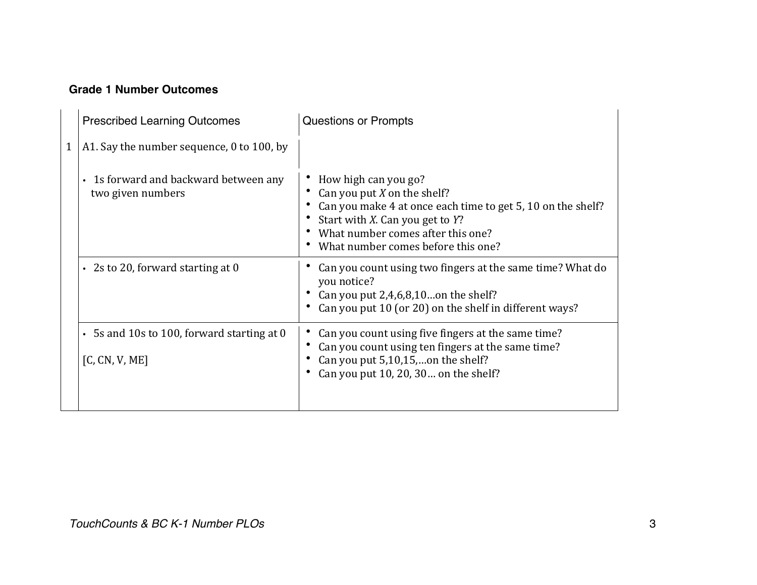### Grade 1 Number Outcomes

| | Prescribed Learning Outcomes | Questions or Prompts |
|---|---|---|
| 1 | A1. Say the number sequence, 0 to 100, by | |
| | • 1s forward and backward between any two given numbers | • How high can you go?<br>• Can you put *X* on the shelf?<br>• Can you make 4 at once each time to get 5, 10 on the shelf?<br>• Start with *X*. Can you get to *Y*?<br>• What number comes after this one?<br>• What number comes before this one? |
| | • 2s to 20, forward starting at 0 | • Can you count using two fingers at the same time? What do you notice?<br>• Can you put 2,4,6,8,10…on the shelf?<br>• Can you put 10 (or 20) on the shelf in different ways? |
| | • 5s and 10s to 100, forward starting at 0<br><br>[C, CN, V, ME] | • Can you count using five fingers at the same time?<br>• Can you count using ten fingers at the same time?<br>• Can you put 5,10,15,…on the shelf?<br>• Can you put 10, 20, 30… on the shelf? |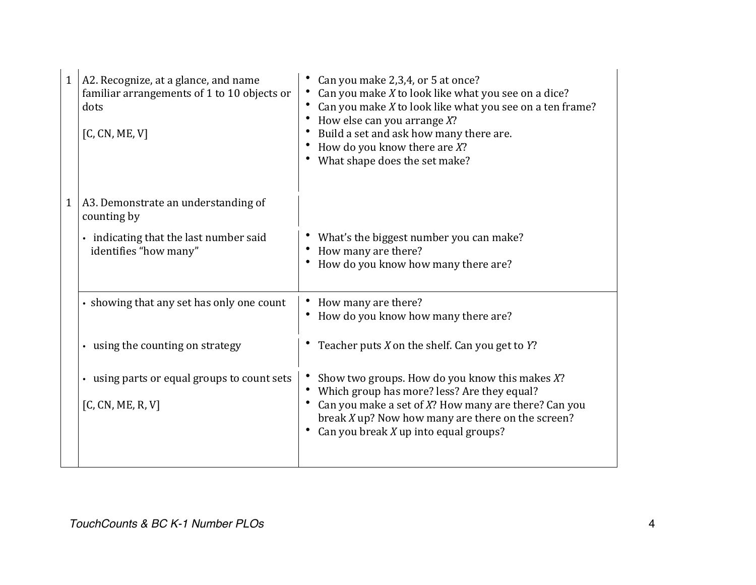| | | |
|---|---|---|
| 1 | A2. Recognize, at a glance, and name familiar arrangements of 1 to 10 objects or dots<br><br>[C, CN, ME, V] | • Can you make 2,3,4, or 5 at once?<br>• Can you make *X* to look like what you see on a dice?<br>• Can you make *X* to look like what you see on a ten frame?<br>• How else can you arrange *X*?<br>• Build a set and ask how many there are.<br>• How do you know there are *X*?<br>• What shape does the set make? |
| 1 | A3. Demonstrate an understanding of counting by | |
| | • indicating that the last number said identifies "how many" | • What's the biggest number you can make?<br>• How many are there?<br>• How do you know how many there are? |
| | • showing that any set has only one count | • How many are there?<br>• How do you know how many there are? |
| | • using the counting on strategy | • Teacher puts *X* on the shelf. Can you get to *Y*? |
| | • using parts or equal groups to count sets<br><br>[C, CN, ME, R, V] | • Show two groups. How do you know this makes *X*?<br>• Which group has more? less? Are they equal?<br>• Can you make a set of *X*? How many are there? Can you break *X* up? Now how many are there on the screen?<br>• Can you break *X* up into equal groups? |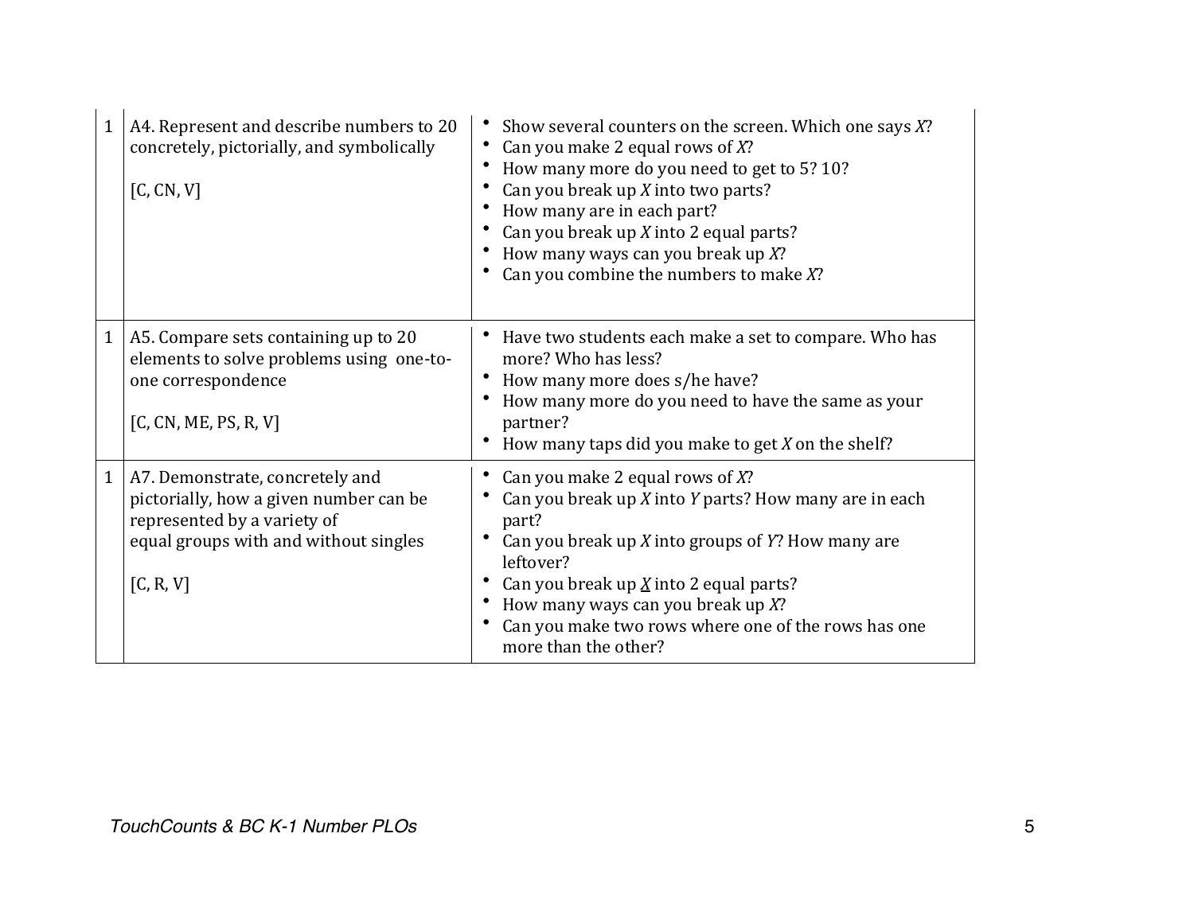| | | |
|---|---|---|
| 1 | A4. Represent and describe numbers to 20 concretely, pictorially, and symbolically<br><br>[C, CN, V] | • Show several counters on the screen. Which one says *X*?<br>• Can you make 2 equal rows of *X*?<br>• How many more do you need to get to 5? 10?<br>• Can you break up *X* into two parts?<br>• How many are in each part?<br>• Can you break up *X* into 2 equal parts?<br>• How many ways can you break up *X*?<br>• Can you combine the numbers to make *X*? |
| 1 | A5. Compare sets containing up to 20 elements to solve problems using one-to-one correspondence<br><br>[C, CN, ME, PS, R, V] | • Have two students each make a set to compare. Who has more? Who has less?<br>• How many more does s/he have?<br>• How many more do you need to have the same as your partner?<br>• How many taps did you make to get *X* on the shelf? |
| 1 | A7. Demonstrate, concretely and pictorially, how a given number can be represented by a variety of equal groups with and without singles<br><br>[C, R, V] | • Can you make 2 equal rows of *X*?<br>• Can you break up *X* into *Y* parts? How many are in each part?<br>• Can you break up *X* into groups of *Y*? How many are leftover?<br>• Can you break up <u>*X*</u> into 2 equal parts?<br>• How many ways can you break up *X*?<br>• Can you make two rows where one of the rows has one more than the other? |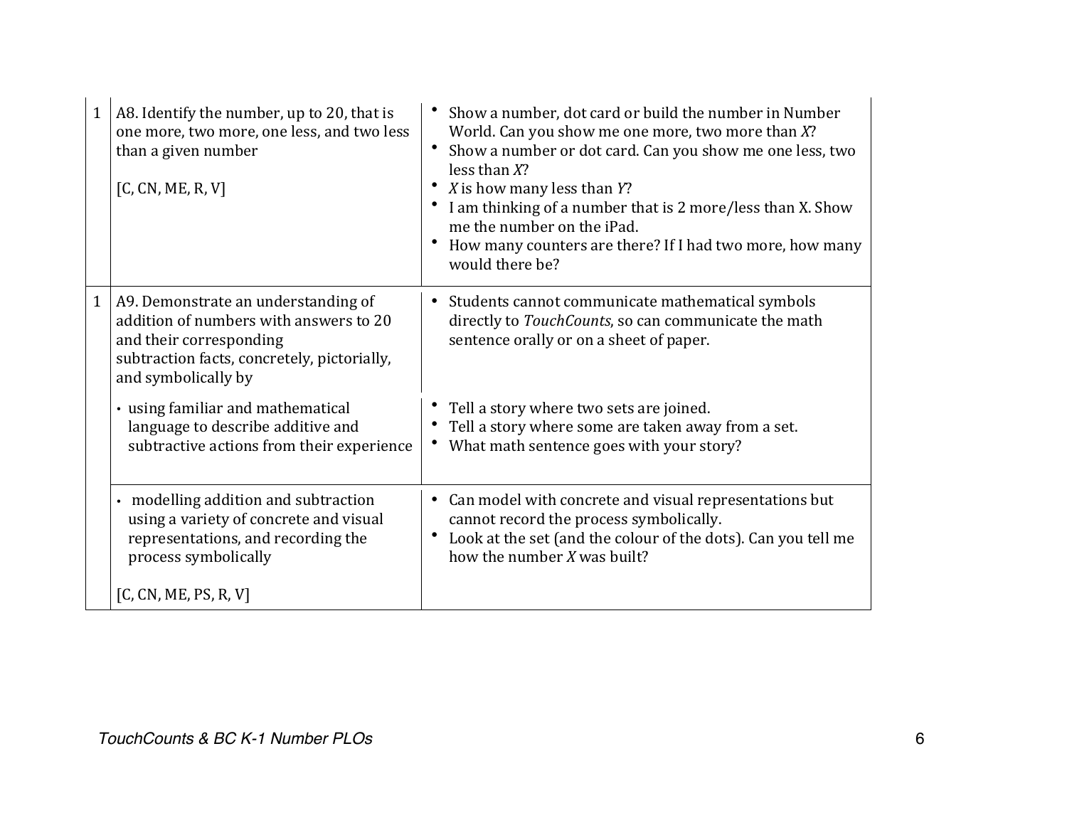| | | |
|---|---|---|
| 1 | A8. Identify the number, up to 20, that is one more, two more, one less, and two less than a given number<br><br>[C, CN, ME, R, V] | • Show a number, dot card or build the number in Number World. Can you show me one more, two more than *X*?<br>• Show a number or dot card. Can you show me one less, two less than *X*?<br>• *X* is how many less than *Y*?<br>• I am thinking of a number that is 2 more/less than X. Show me the number on the iPad.<br>• How many counters are there? If I had two more, how many would there be? |
| 1 | A9. Demonstrate an understanding of addition of numbers with answers to 20 and their corresponding subtraction facts, concretely, pictorially, and symbolically by | • Students cannot communicate mathematical symbols directly to *TouchCounts*, so can communicate the math sentence orally or on a sheet of paper. |
| | • using familiar and mathematical language to describe additive and subtractive actions from their experience | • Tell a story where two sets are joined.<br>• Tell a story where some are taken away from a set.<br>• What math sentence goes with your story? |
| | • modelling addition and subtraction using a variety of concrete and visual representations, and recording the process symbolically<br><br>[C, CN, ME, PS, R, V] | • Can model with concrete and visual representations but cannot record the process symbolically.<br>• Look at the set (and the colour of the dots). Can you tell me how the number *X* was built? |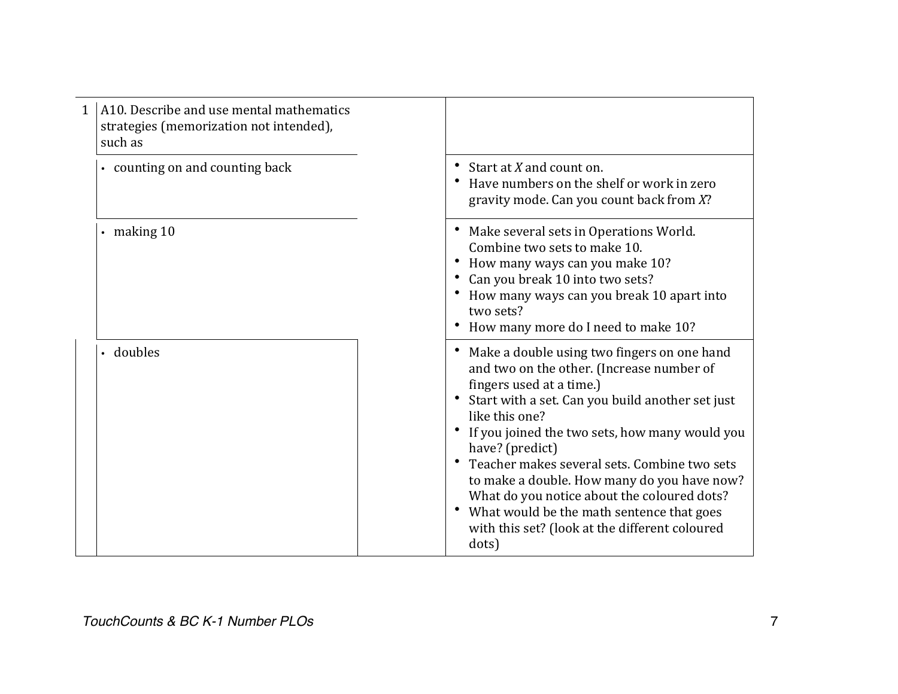| | | | |
|---|---|---|---|
| 1 | A10. Describe and use mental mathematics strategies (memorization not intended), such as | | |
| | • counting on and counting back | | • Start at *X* and count on.<br>• Have numbers on the shelf or work in zero gravity mode. Can you count back from *X*? |
| | • making 10 | | • Make several sets in Operations World. Combine two sets to make 10.<br>• How many ways can you make 10?<br>• Can you break 10 into two sets?<br>• How many ways can you break 10 apart into two sets?<br>• How many more do I need to make 10? |
| | • doubles | | • Make a double using two fingers on one hand and two on the other. (Increase number of fingers used at a time.)<br>• Start with a set. Can you build another set just like this one?<br>• If you joined the two sets, how many would you have? (predict)<br>• Teacher makes several sets. Combine two sets to make a double. How many do you have now? What do you notice about the coloured dots?<br>• What would be the math sentence that goes with this set? (look at the different coloured dots) |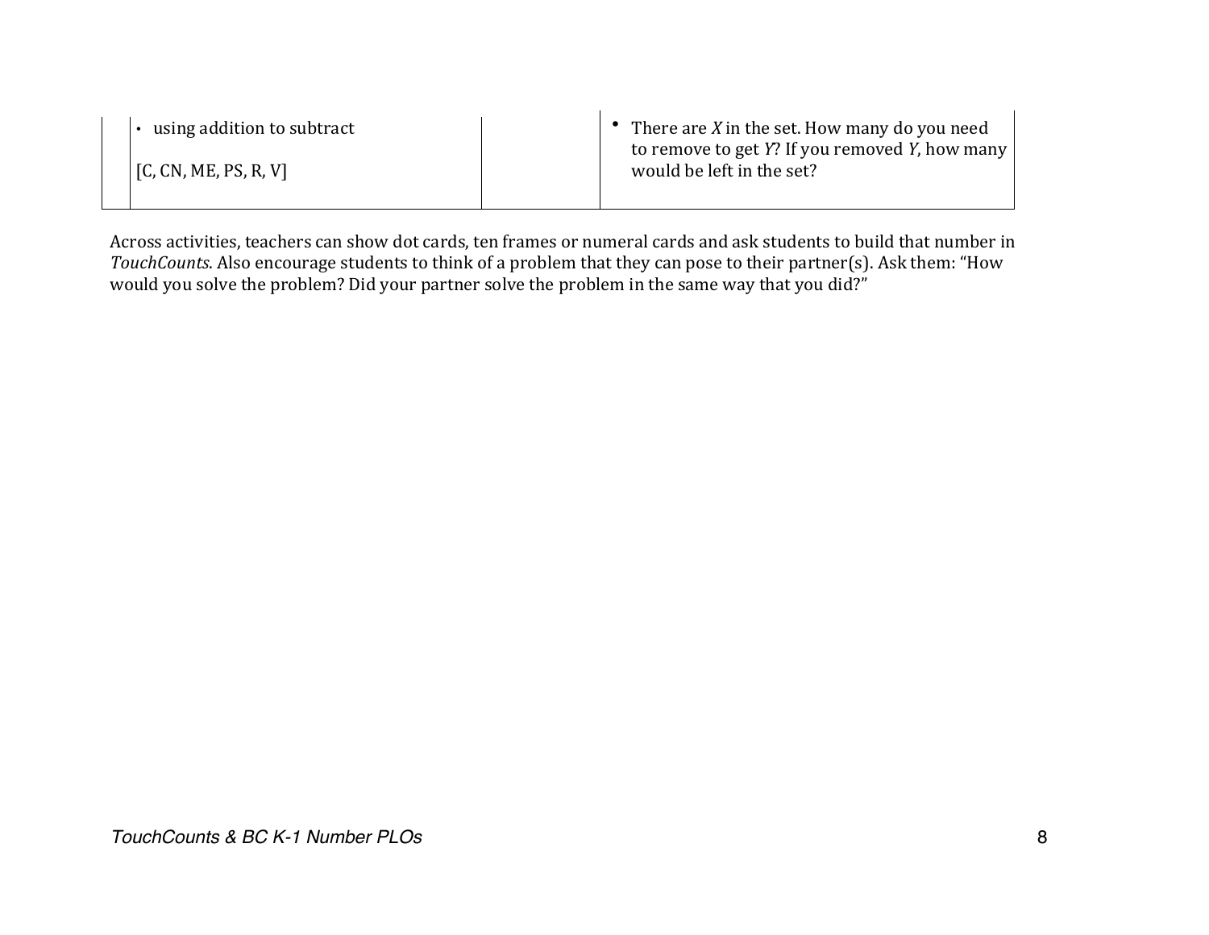| | | | |
|---|---|---|---|
| | • using addition to subtract<br><br>[C, CN, ME, PS, R, V] | | • There are *X* in the set. How many do you need to remove to get *Y*? If you removed *Y*, how many would be left in the set? |

Across activities, teachers can show dot cards, ten frames or numeral cards and ask students to build that number in *TouchCounts*. Also encourage students to think of a problem that they can pose to their partner(s). Ask them: "How would you solve the problem? Did your partner solve the problem in the same way that you did?"